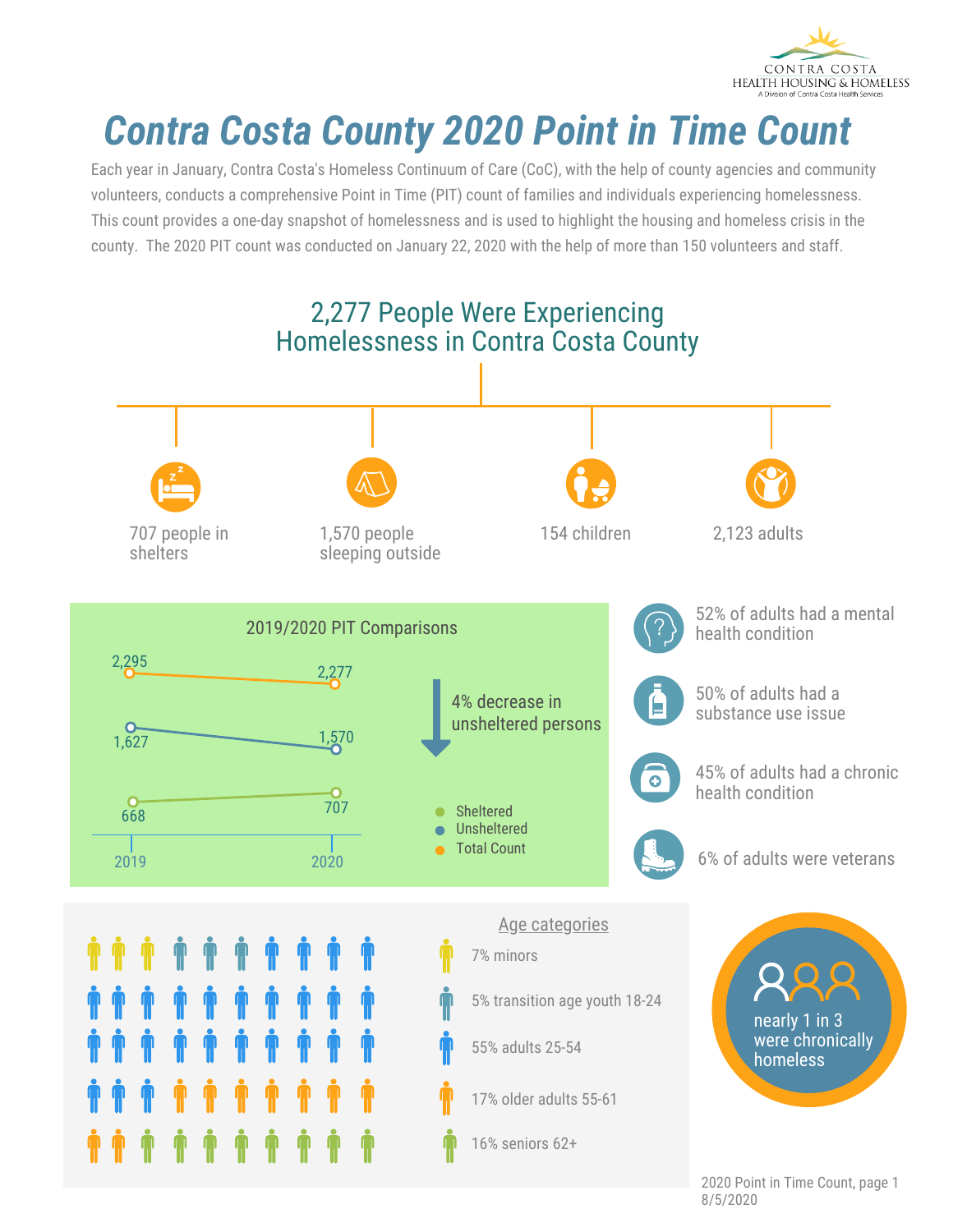Contra Costa
Health Housing & Homeless
A Division of Contra Costa Health Services

# *Contra Costa County 2020 Point in Time Count*

Each year in January, Contra Costa's Homeless Continuum of Care (CoC), with the help of county agencies and community volunteers, conducts a comprehensive Point in Time (PIT) count of families and individuals experiencing homelessness. This count provides a one-day snapshot of homelessness and is used to highlight the housing and homeless crisis in the county. The 2020 PIT count was conducted on January 22, 2020 with the help of more than 150 volunteers and staff.

## 2,277 People Were Experiencing Homelessness in Contra Costa County

- 707 people in shelters
- 1,570 people sleeping outside
- 154 children
- 2,123 adults

### 2019/2020 PIT Comparisons

| | 2019 | 2020 |
|---|---|---|
| Total Count | 2,295 | 2,277 |
| Unsheltered | 1,627 | 1,570 |
| Sheltered | 668 | 707 |

4% decrease in unsheltered persons

- 52% of adults had a mental health condition
- 50% of adults had a substance use issue
- 45% of adults had a chronic health condition
- 6% of adults were veterans

### Age categories

- 7% minors
- 5% transition age youth 18-24
- 55% adults 25-54
- 17% older adults 55-61
- 16% seniors 62+

nearly 1 in 3 were chronically homeless

8/5/2020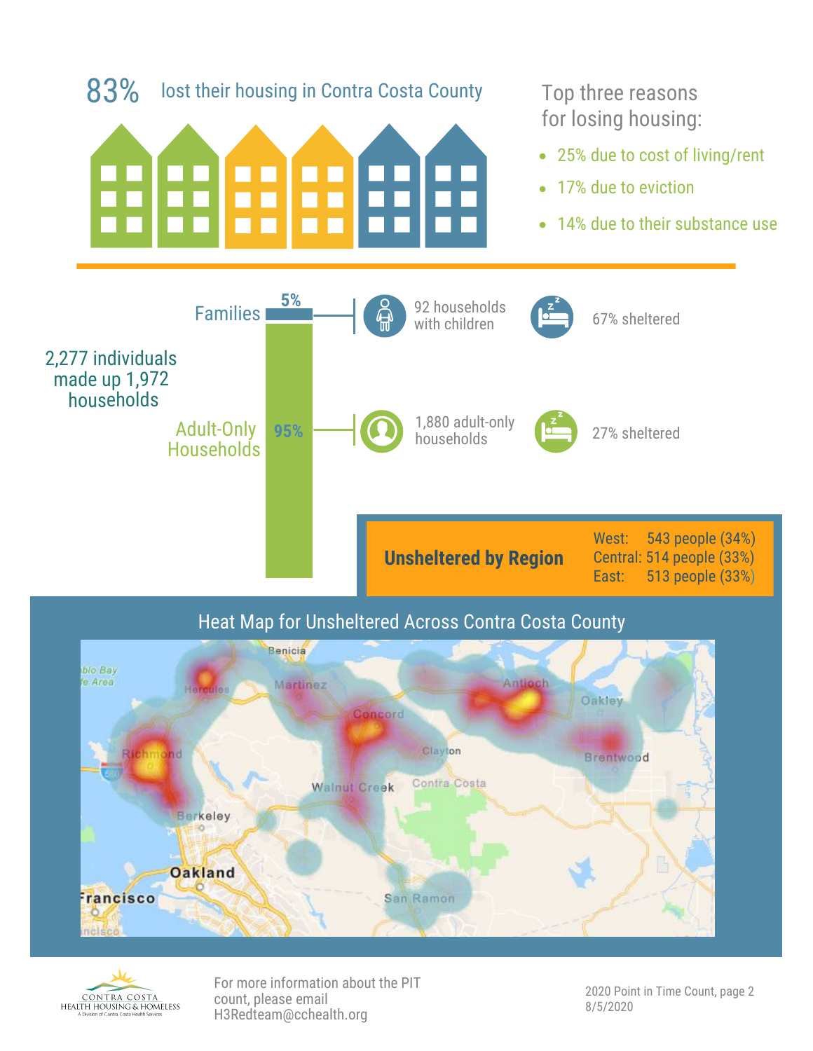83% lost their housing in Contra Costa County

Top three reasons for losing housing:

- 25% due to cost of living/rent
- 17% due to eviction
- 14% due to their substance use

2,277 individuals made up 1,972 households

Families 5%

92 households with children

67% sheltered

Adult-Only Households 95%

1,880 adult-only households

27% sheltered

**Unsheltered by Region**

West: 543 people (34%)
Central: 514 people (33%)
East: 513 people (33%)

## Heat Map for Unsheltered Across Contra Costa County

Benicia
Hercules
Martinez
Concord
Antioch
Oakley
Richmond
Clayton
Brentwood
Walnut Creek
Contra Costa
Berkeley
Oakland
Francisco
San Ramon

CONTRA COSTA HEALTH HOUSING & HOMELESS
A Division of Contra Costa Health Services

For more information about the PIT count, please email H3Redteam@cchealth.org

2020 Point in Time Count, page 2
8/5/2020